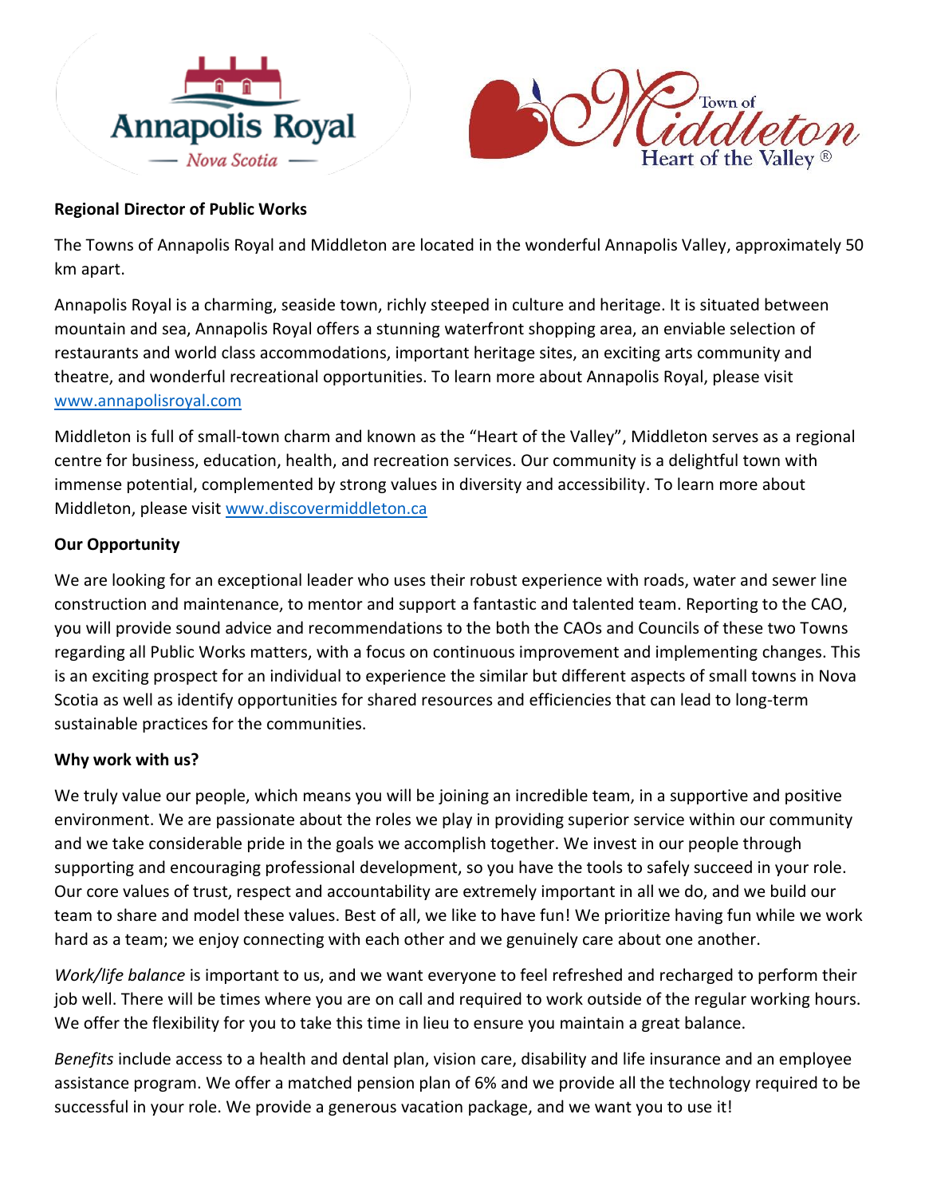**Regional Director of Public Works**

The Towns of Annapolis Royal and Middleton are located in the wonderful Annapolis Valley, approximately 50 km apart.

Annapolis Royal is a charming, seaside town, richly steeped in culture and heritage. It is situated between mountain and sea, Annapolis Royal offers a stunning waterfront shopping area, an enviable selection of restaurants and world class accommodations, important heritage sites, an exciting arts community and theatre, and wonderful recreational opportunities. To learn more about Annapolis Royal, please visit [www.annapolisroyal.com](http://www.annapolisroyal.com)

Middleton is full of small-town charm and known as the "Heart of the Valley", Middleton serves as a regional centre for business, education, health, and recreation services. Our community is a delightful town with immense potential, complemented by strong values in diversity and accessibility. To learn more about Middleton, please visit [www.discovermiddleton.ca](http://www.discovermiddleton.ca)

**Our Opportunity**

We are looking for an exceptional leader who uses their robust experience with roads, water and sewer line construction and maintenance, to mentor and support a fantastic and talented team. Reporting to the CAO, you will provide sound advice and recommendations to the both the CAOs and Councils of these two Towns regarding all Public Works matters, with a focus on continuous improvement and implementing changes. This is an exciting prospect for an individual to experience the similar but different aspects of small towns in Nova Scotia as well as identify opportunities for shared resources and efficiencies that can lead to long-term sustainable practices for the communities.

**Why work with us?**

We truly value our people, which means you will be joining an incredible team, in a supportive and positive environment. We are passionate about the roles we play in providing superior service within our community and we take considerable pride in the goals we accomplish together. We invest in our people through supporting and encouraging professional development, so you have the tools to safely succeed in your role. Our core values of trust, respect and accountability are extremely important in all we do, and we build our team to share and model these values. Best of all, we like to have fun! We prioritize having fun while we work hard as a team; we enjoy connecting with each other and we genuinely care about one another.

*Work/life balance* is important to us, and we want everyone to feel refreshed and recharged to perform their job well. There will be times where you are on call and required to work outside of the regular working hours. We offer the flexibility for you to take this time in lieu to ensure you maintain a great balance.

*Benefits* include access to a health and dental plan, vision care, disability and life insurance and an employee assistance program. We offer a matched pension plan of 6% and we provide all the technology required to be successful in your role. We provide a generous vacation package, and we want you to use it!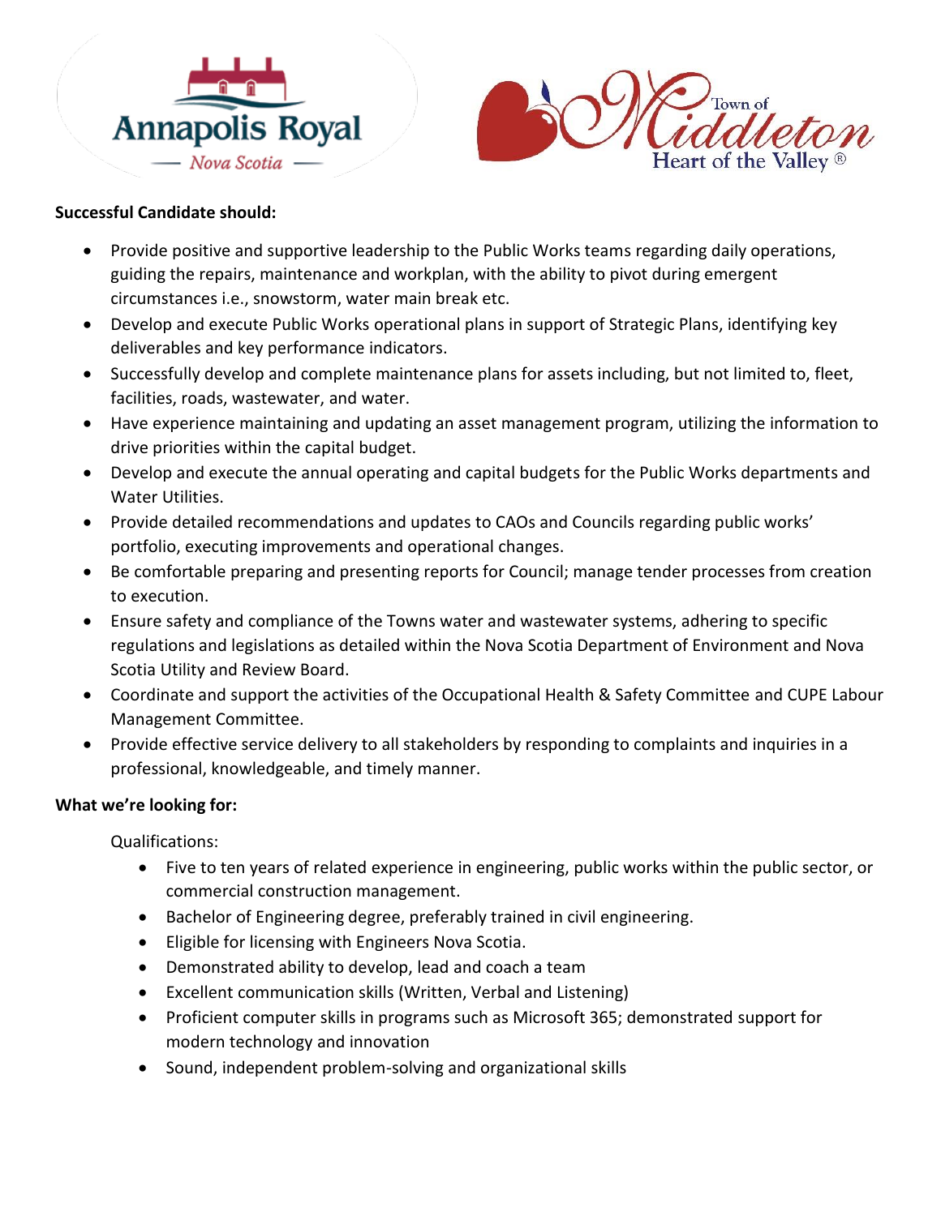**Successful Candidate should:**

- Provide positive and supportive leadership to the Public Works teams regarding daily operations, guiding the repairs, maintenance and workplan, with the ability to pivot during emergent circumstances i.e., snowstorm, water main break etc.
- Develop and execute Public Works operational plans in support of Strategic Plans, identifying key deliverables and key performance indicators.
- Successfully develop and complete maintenance plans for assets including, but not limited to, fleet, facilities, roads, wastewater, and water.
- Have experience maintaining and updating an asset management program, utilizing the information to drive priorities within the capital budget.
- Develop and execute the annual operating and capital budgets for the Public Works departments and Water Utilities.
- Provide detailed recommendations and updates to CAOs and Councils regarding public works' portfolio, executing improvements and operational changes.
- Be comfortable preparing and presenting reports for Council; manage tender processes from creation to execution.
- Ensure safety and compliance of the Towns water and wastewater systems, adhering to specific regulations and legislations as detailed within the Nova Scotia Department of Environment and Nova Scotia Utility and Review Board.
- Coordinate and support the activities of the Occupational Health & Safety Committee and CUPE Labour Management Committee.
- Provide effective service delivery to all stakeholders by responding to complaints and inquiries in a professional, knowledgeable, and timely manner.

**What we're looking for:**

Qualifications:

- Five to ten years of related experience in engineering, public works within the public sector, or commercial construction management.
- Bachelor of Engineering degree, preferably trained in civil engineering.
- Eligible for licensing with Engineers Nova Scotia.
- Demonstrated ability to develop, lead and coach a team
- Excellent communication skills (Written, Verbal and Listening)
- Proficient computer skills in programs such as Microsoft 365; demonstrated support for modern technology and innovation
- Sound, independent problem-solving and organizational skills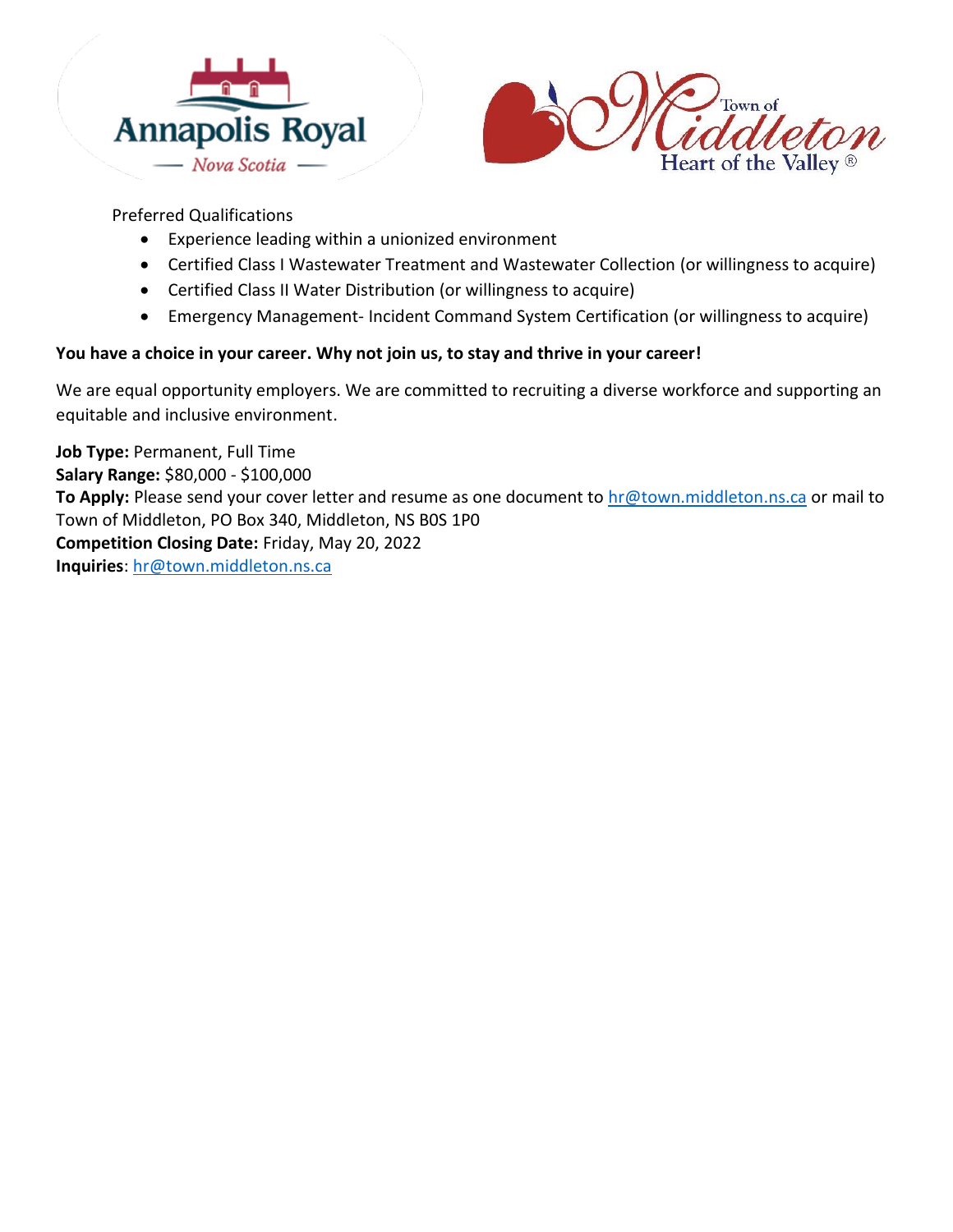Preferred Qualifications

- Experience leading within a unionized environment
- Certified Class I Wastewater Treatment and Wastewater Collection (or willingness to acquire)
- Certified Class II Water Distribution (or willingness to acquire)
- Emergency Management- Incident Command System Certification (or willingness to acquire)

**You have a choice in your career. Why not join us, to stay and thrive in your career!**

We are equal opportunity employers. We are committed to recruiting a diverse workforce and supporting an equitable and inclusive environment.

**Job Type:** Permanent, Full Time
**Salary Range:** $80,000 - $100,000
**To Apply:** Please send your cover letter and resume as one document to hr@town.middleton.ns.ca or mail to Town of Middleton, PO Box 340, Middleton, NS B0S 1P0
**Competition Closing Date:** Friday, May 20, 2022
**Inquiries**: hr@town.middleton.ns.ca